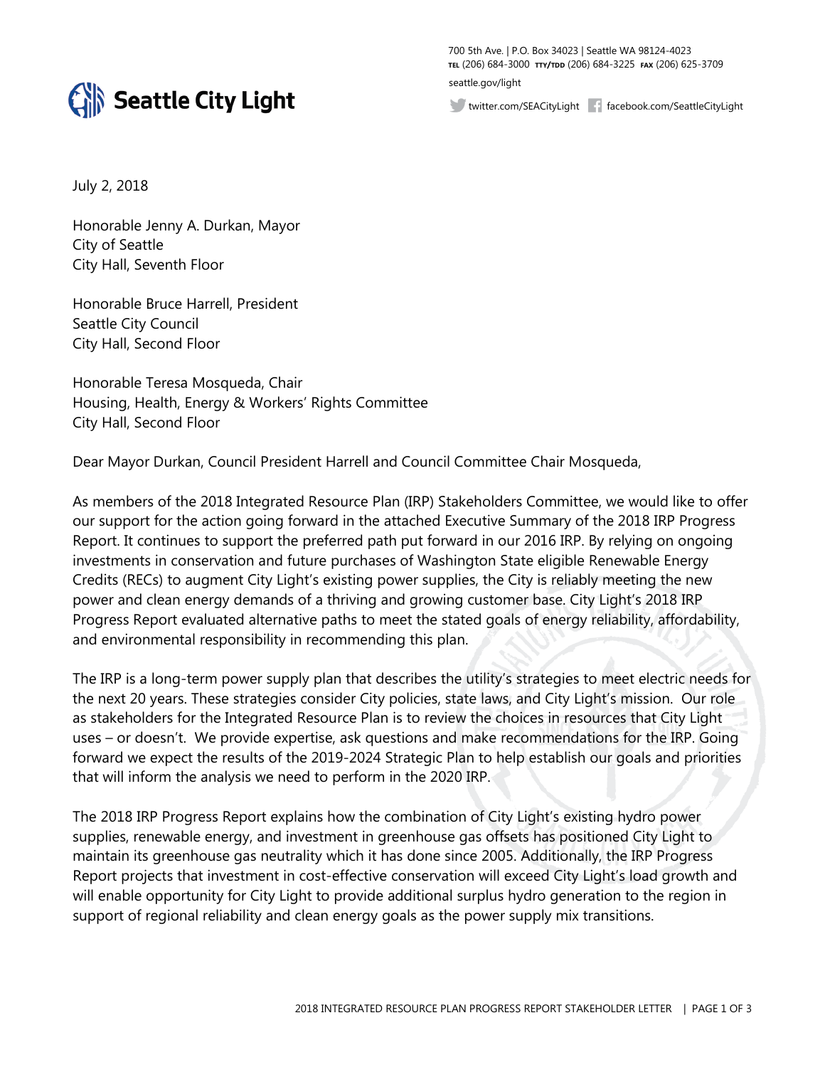**Seattle City Light**

700 5th Ave. | P.O. Box 34023 | Seattle WA 98124-4023
TEL (206) 684-3000 TTY/TDD (206) 684-3225 FAX (206) 625-3709
seattle.gov/light
twitter.com/SEACityLight facebook.com/SeattleCityLight

July 2, 2018

Honorable Jenny A. Durkan, Mayor
City of Seattle
City Hall, Seventh Floor

Honorable Bruce Harrell, President
Seattle City Council
City Hall, Second Floor

Honorable Teresa Mosqueda, Chair
Housing, Health, Energy & Workers' Rights Committee
City Hall, Second Floor

Dear Mayor Durkan, Council President Harrell and Council Committee Chair Mosqueda,

As members of the 2018 Integrated Resource Plan (IRP) Stakeholders Committee, we would like to offer our support for the action going forward in the attached Executive Summary of the 2018 IRP Progress Report. It continues to support the preferred path put forward in our 2016 IRP. By relying on ongoing investments in conservation and future purchases of Washington State eligible Renewable Energy Credits (RECs) to augment City Light's existing power supplies, the City is reliably meeting the new power and clean energy demands of a thriving and growing customer base. City Light's 2018 IRP Progress Report evaluated alternative paths to meet the stated goals of energy reliability, affordability, and environmental responsibility in recommending this plan.

The IRP is a long-term power supply plan that describes the utility's strategies to meet electric needs for the next 20 years. These strategies consider City policies, state laws, and City Light's mission. Our role as stakeholders for the Integrated Resource Plan is to review the choices in resources that City Light uses – or doesn't. We provide expertise, ask questions and make recommendations for the IRP. Going forward we expect the results of the 2019-2024 Strategic Plan to help establish our goals and priorities that will inform the analysis we need to perform in the 2020 IRP.

The 2018 IRP Progress Report explains how the combination of City Light's existing hydro power supplies, renewable energy, and investment in greenhouse gas offsets has positioned City Light to maintain its greenhouse gas neutrality which it has done since 2005. Additionally, the IRP Progress Report projects that investment in cost-effective conservation will exceed City Light's load growth and will enable opportunity for City Light to provide additional surplus hydro generation to the region in support of regional reliability and clean energy goals as the power supply mix transitions.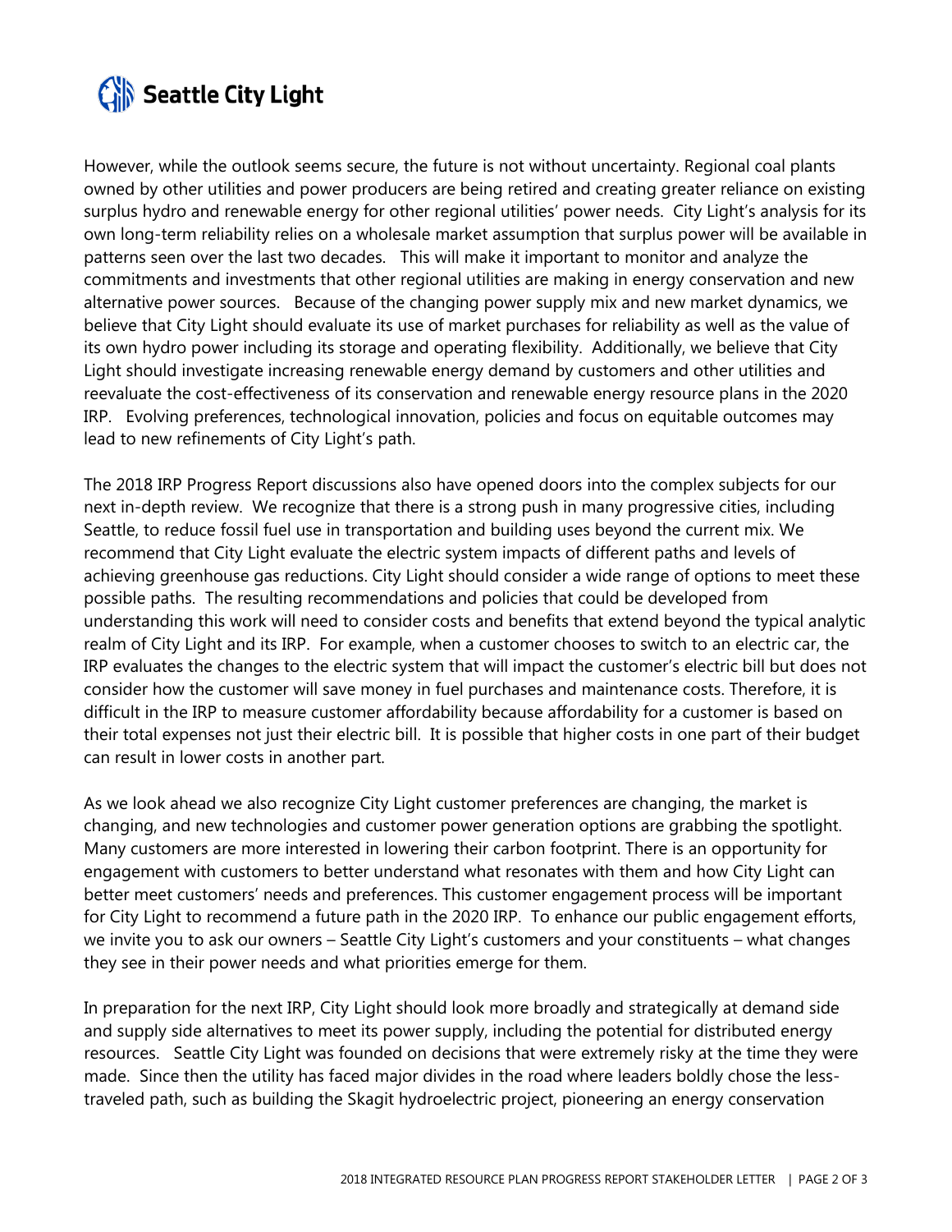However, while the outlook seems secure, the future is not without uncertainty. Regional coal plants owned by other utilities and power producers are being retired and creating greater reliance on existing surplus hydro and renewable energy for other regional utilities' power needs. City Light's analysis for its own long-term reliability relies on a wholesale market assumption that surplus power will be available in patterns seen over the last two decades. This will make it important to monitor and analyze the commitments and investments that other regional utilities are making in energy conservation and new alternative power sources. Because of the changing power supply mix and new market dynamics, we believe that City Light should evaluate its use of market purchases for reliability as well as the value of its own hydro power including its storage and operating flexibility. Additionally, we believe that City Light should investigate increasing renewable energy demand by customers and other utilities and reevaluate the cost-effectiveness of its conservation and renewable energy resource plans in the 2020 IRP. Evolving preferences, technological innovation, policies and focus on equitable outcomes may lead to new refinements of City Light's path.

The 2018 IRP Progress Report discussions also have opened doors into the complex subjects for our next in-depth review. We recognize that there is a strong push in many progressive cities, including Seattle, to reduce fossil fuel use in transportation and building uses beyond the current mix. We recommend that City Light evaluate the electric system impacts of different paths and levels of achieving greenhouse gas reductions. City Light should consider a wide range of options to meet these possible paths. The resulting recommendations and policies that could be developed from understanding this work will need to consider costs and benefits that extend beyond the typical analytic realm of City Light and its IRP. For example, when a customer chooses to switch to an electric car, the IRP evaluates the changes to the electric system that will impact the customer's electric bill but does not consider how the customer will save money in fuel purchases and maintenance costs. Therefore, it is difficult in the IRP to measure customer affordability because affordability for a customer is based on their total expenses not just their electric bill. It is possible that higher costs in one part of their budget can result in lower costs in another part.

As we look ahead we also recognize City Light customer preferences are changing, the market is changing, and new technologies and customer power generation options are grabbing the spotlight. Many customers are more interested in lowering their carbon footprint. There is an opportunity for engagement with customers to better understand what resonates with them and how City Light can better meet customers' needs and preferences. This customer engagement process will be important for City Light to recommend a future path in the 2020 IRP. To enhance our public engagement efforts, we invite you to ask our owners – Seattle City Light's customers and your constituents – what changes they see in their power needs and what priorities emerge for them.

In preparation for the next IRP, City Light should look more broadly and strategically at demand side and supply side alternatives to meet its power supply, including the potential for distributed energy resources. Seattle City Light was founded on decisions that were extremely risky at the time they were made. Since then the utility has faced major divides in the road where leaders boldly chose the less-traveled path, such as building the Skagit hydroelectric project, pioneering an energy conservation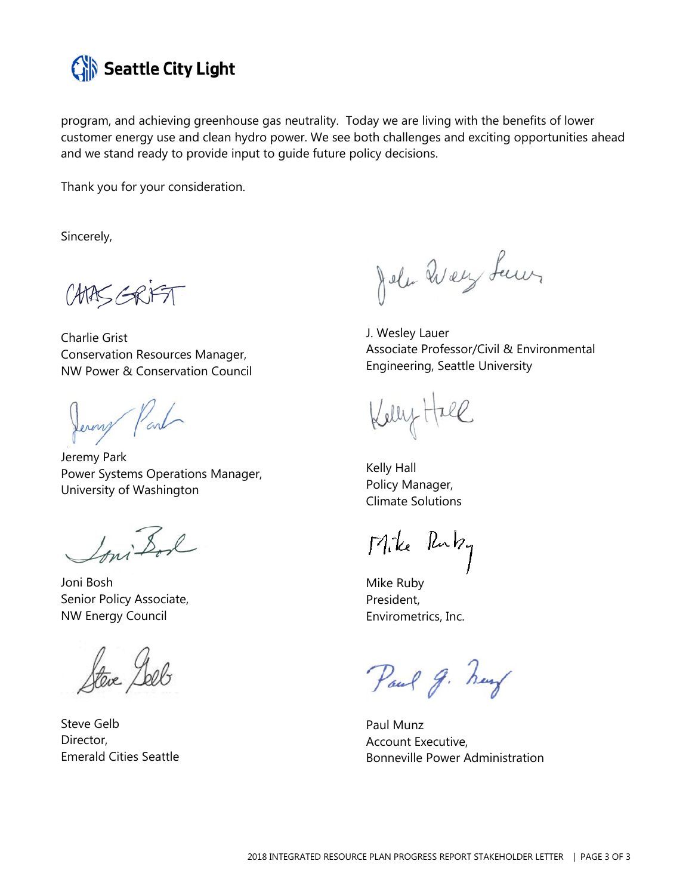program, and achieving greenhouse gas neutrality. Today we are living with the benefits of lower customer energy use and clean hydro power. We see both challenges and exciting opportunities ahead and we stand ready to provide input to guide future policy decisions.

Thank you for your consideration.

Sincerely,

Charlie Grist
Conservation Resources Manager,
NW Power & Conservation Council

Jeremy Park
Power Systems Operations Manager,
University of Washington

Joni Bosh
Senior Policy Associate,
NW Energy Council

Steve Gelb
Director,
Emerald Cities Seattle

J. Wesley Lauer
Associate Professor/Civil & Environmental Engineering, Seattle University

Kelly Hall
Policy Manager,
Climate Solutions

Mike Ruby
President,
Envirometrics, Inc.

Paul Munz
Account Executive,
Bonneville Power Administration